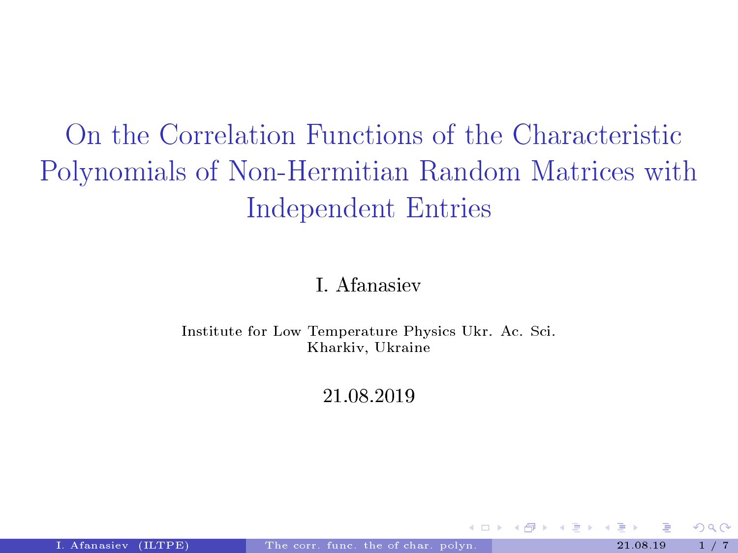# On the Correlation Functions of the Characteristic Polynomials of Non-Hermitian Random Matrices with Independent Entries

I. Afanasiev

Institute for Low Temperature Physics Ukr. Ac. Sci.
Kharkiv, Ukraine

21.08.2019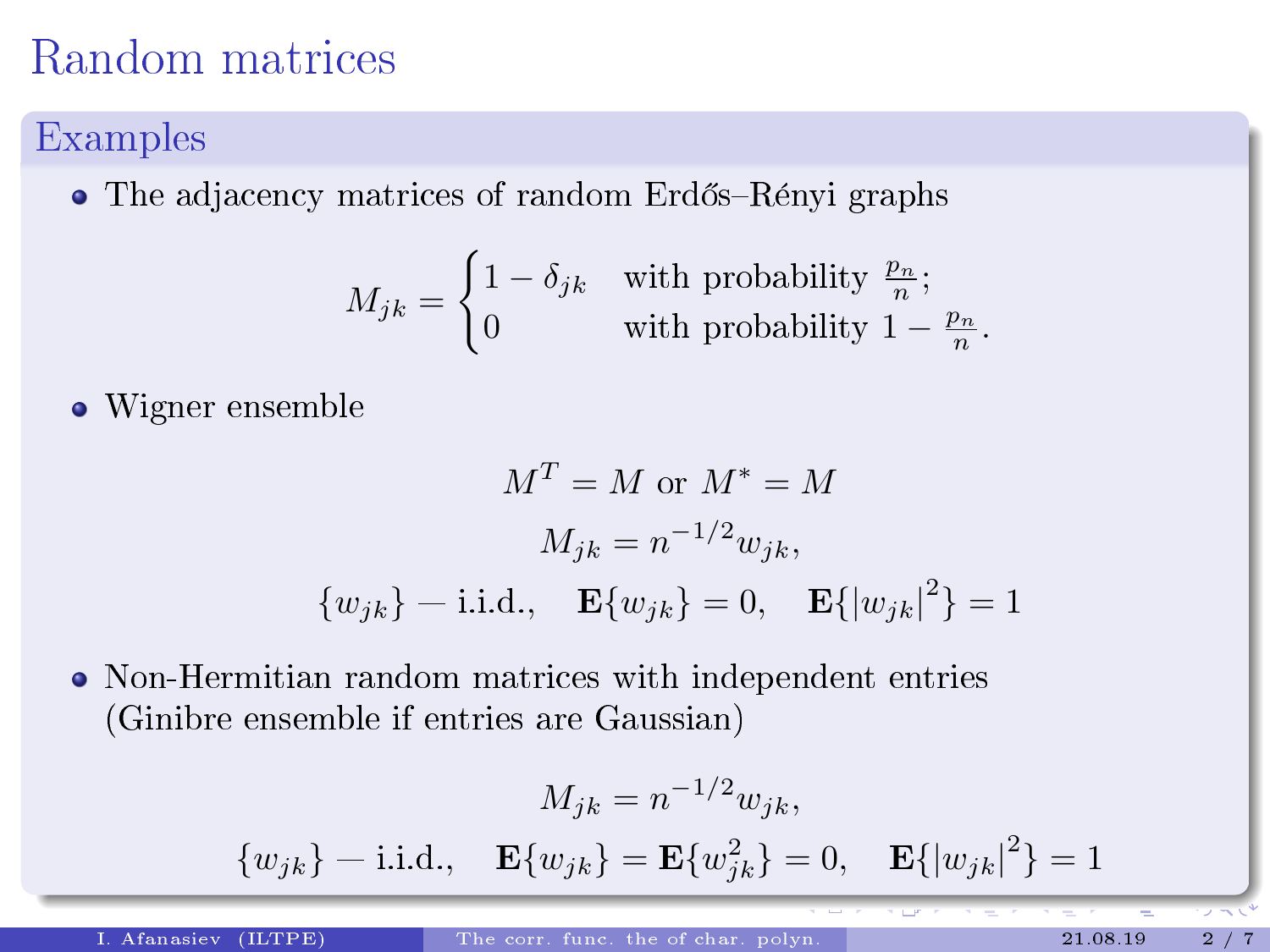# Random matrices

## Examples

- The adjacency matrices of random Erdős–Rényi graphs

$$M_{jk} = \begin{cases} 1 - \delta_{jk} & \text{with probability } \frac{p_n}{n}; \\ 0 & \text{with probability } 1 - \frac{p_n}{n}. \end{cases}$$

- Wigner ensemble

$$M^T = M \text{ or } M^* = M$$

$$M_{jk} = n^{-1/2} w_{jk},$$

$$\{w_{jk}\} - \text{i.i.d.}, \quad \mathbf{E}\{w_{jk}\} = 0, \quad \mathbf{E}\{|w_{jk}|^2\} = 1$$

- Non-Hermitian random matrices with independent entries (Ginibre ensemble if entries are Gaussian)

$$M_{jk} = n^{-1/2} w_{jk},$$

$$\{w_{jk}\} - \text{i.i.d.}, \quad \mathbf{E}\{w_{jk}\} = \mathbf{E}\{w_{jk}^2\} = 0, \quad \mathbf{E}\{|w_{jk}|^2\} = 1$$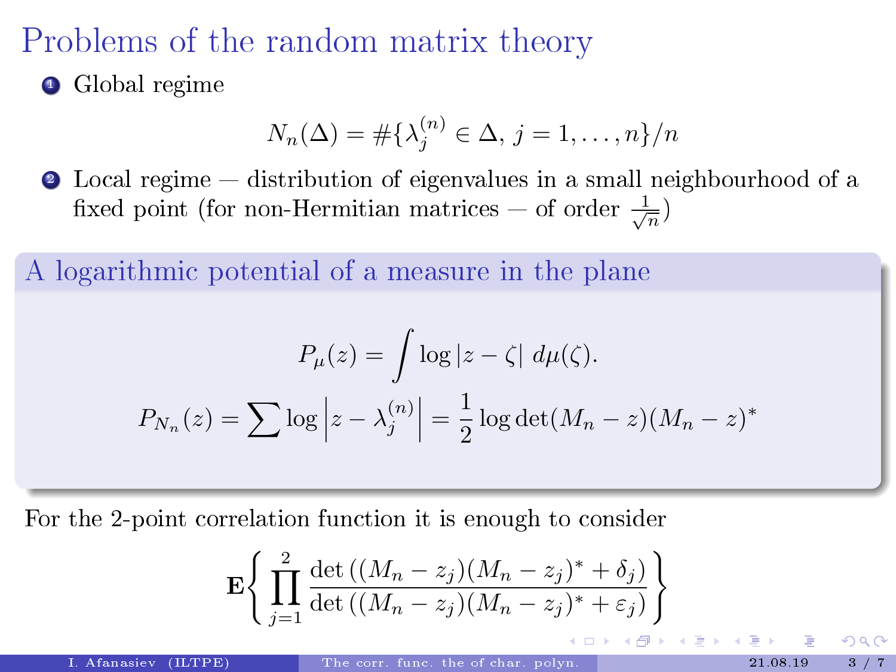# Problems of the random matrix theory

1. Global regime

$$N_n(\Delta) = \#\{\lambda_j^{(n)} \in \Delta,\, j = 1, \ldots, n\}/n$$

2. Local regime — distribution of eigenvalues in a small neighbourhood of a fixed point (for non-Hermitian matrices — of order $\frac{1}{\sqrt{n}}$)

## A logarithmic potential of a measure in the plane

$$P_\mu(z) = \int \log|z - \zeta| \, d\mu(\zeta).$$

$$P_{N_n}(z) = \sum \log\left|z - \lambda_j^{(n)}\right| = \frac{1}{2}\log\det(M_n - z)(M_n - z)^*$$

For the 2-point correlation function it is enough to consider

$$\mathbf{E}\left\{\prod_{j=1}^{2} \frac{\det\left((M_n - z_j)(M_n - z_j)^* + \delta_j\right)}{\det\left((M_n - z_j)(M_n - z_j)^* + \varepsilon_j\right)}\right\}$$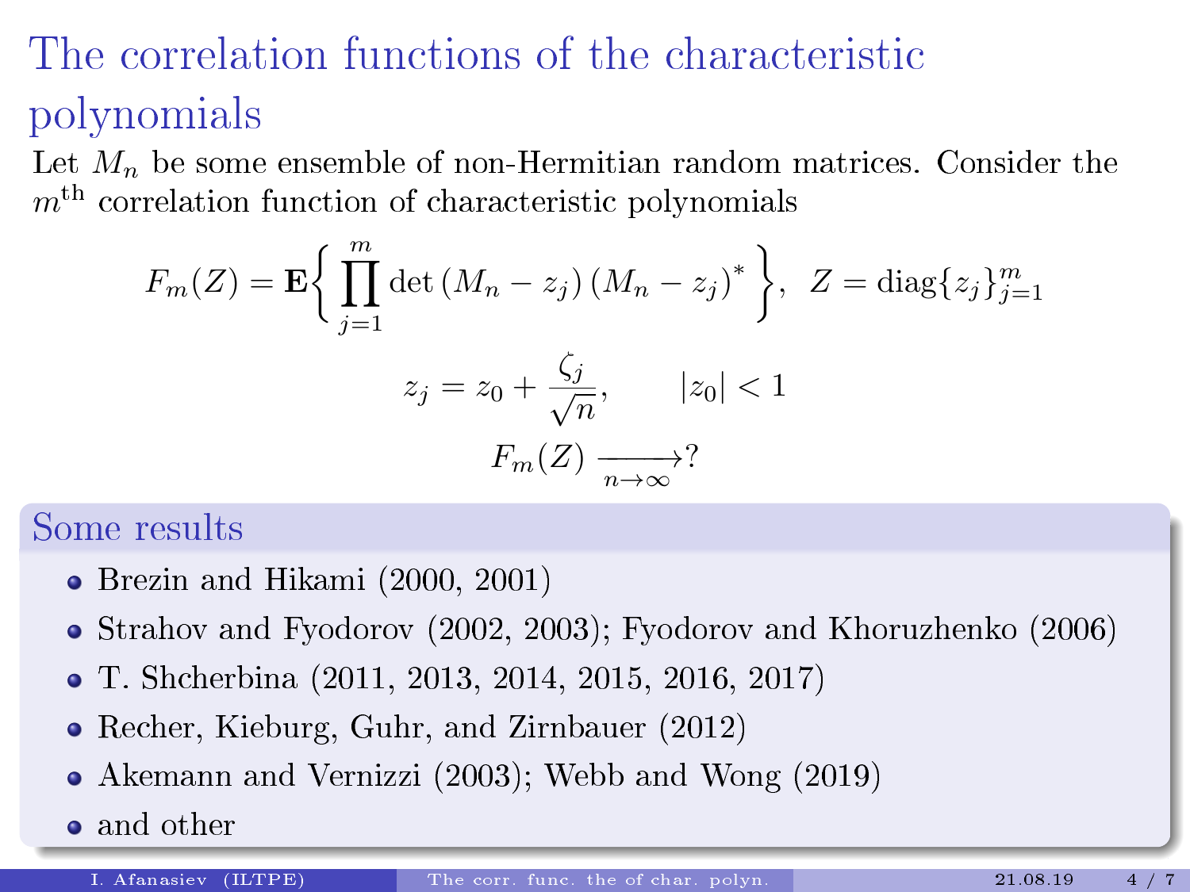# The correlation functions of the characteristic polynomials

Let $M_n$ be some ensemble of non-Hermitian random matrices. Consider the $m^{\text{th}}$ correlation function of characteristic polynomials

$$F_m(Z) = \mathbf{E}\Big\{ \prod_{j=1}^{m} \det (M_n - z_j)(M_n - z_j)^* \Big\}, \;\; Z = \operatorname{diag}\{z_j\}_{j=1}^{m}$$

$$z_j = z_0 + \frac{\zeta_j}{\sqrt{n}}, \qquad |z_0| < 1$$

$$F_m(Z) \xrightarrow[n\to\infty]{} ?$$

## Some results

- Brezin and Hikami (2000, 2001)
- Strahov and Fyodorov (2002, 2003); Fyodorov and Khoruzhenko (2006)
- T. Shcherbina (2011, 2013, 2014, 2015, 2016, 2017)
- Recher, Kieburg, Guhr, and Zirnbauer (2012)
- Akemann and Vernizzi (2003); Webb and Wong (2019)
- and other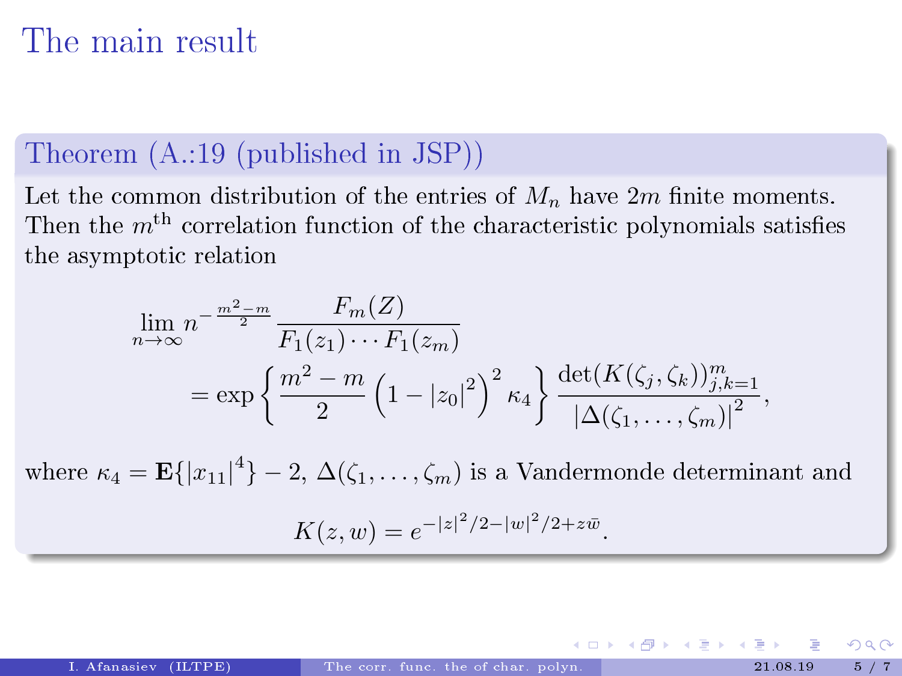# The main result

## Theorem (A.:19 (published in JSP))

Let the common distribution of the entries of $M_n$ have $2m$ finite moments. Then the $m^{\text{th}}$ correlation function of the characteristic polynomials satisfies the asymptotic relation

$$
\begin{aligned}
\lim_{n\to\infty} n^{-\frac{m^2-m}{2}} & \frac{F_m(Z)}{F_1(z_1)\cdots F_1(z_m)} \\
&= \exp\left\{\frac{m^2-m}{2}\left(1-|z_0|^2\right)^2\kappa_4\right\}\frac{\det(K(\zeta_j,\zeta_k))_{j,k=1}^m}{|\Delta(\zeta_1,\ldots,\zeta_m)|^2},
\end{aligned}
$$

where $\kappa_4 = \mathbf{E}\{|x_{11}|^4\} - 2$, $\Delta(\zeta_1,\ldots,\zeta_m)$ is a Vandermonde determinant and

$$
K(z,w) = e^{-|z|^2/2-|w|^2/2+z\bar{w}}.
$$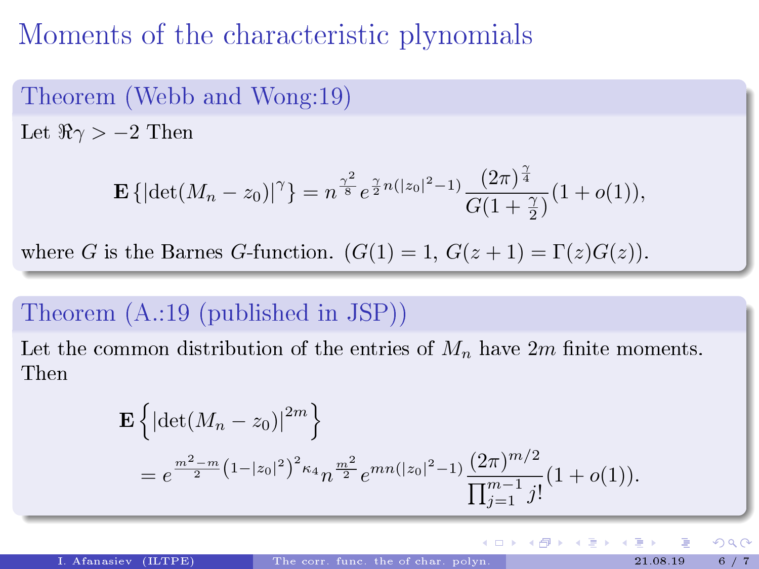# Moments of the characteristic plynomials

## Theorem (Webb and Wong:19)

Let $\Re\gamma > -2$ Then

$$\mathbf{E}\{|\det(M_n - z_0)|^\gamma\} = n^{\frac{\gamma^2}{8}} e^{\frac{\gamma}{2}n(|z_0|^2-1)} \frac{(2\pi)^{\frac{\gamma}{4}}}{G(1+\frac{\gamma}{2})}(1+o(1)),$$

where $G$ is the Barnes $G$-function. ($G(1) = 1$, $G(z+1) = \Gamma(z)G(z)$).

## Theorem (A.:19 (published in JSP))

Let the common distribution of the entries of $M_n$ have $2m$ finite moments. Then

$$\mathbf{E}\left\{|\det(M_n - z_0)|^{2m}\right\}$$
$$= e^{\frac{m^2-m}{2}\left(1-|z_0|^2\right)^2\kappa_4} n^{\frac{m^2}{2}} e^{mn(|z_0|^2-1)} \frac{(2\pi)^{m/2}}{\prod_{j=1}^{m-1} j!}(1+o(1)).$$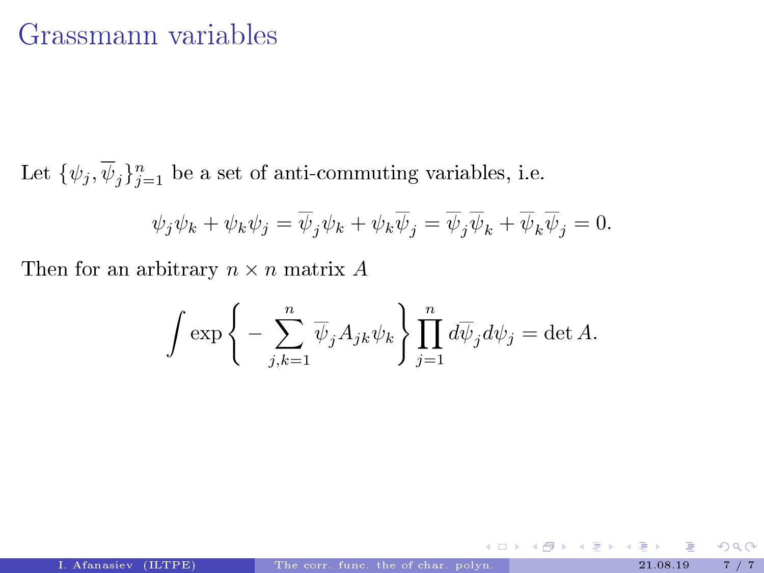# Grassmann variables

Let $\{\psi_j, \overline{\psi}_j\}_{j=1}^n$ be a set of anti-commuting variables, i.e.

$$\psi_j\psi_k + \psi_k\psi_j = \overline{\psi}_j\psi_k + \psi_k\overline{\psi}_j = \overline{\psi}_j\overline{\psi}_k + \overline{\psi}_k\overline{\psi}_j = 0.$$

Then for an arbitrary $n \times n$ matrix $A$

$$\int \exp\Big\{ - \sum_{j,k=1}^{n} \overline{\psi}_j A_{jk} \psi_k \Big\} \prod_{j=1}^{n} d\overline{\psi}_j d\psi_j = \det A.$$